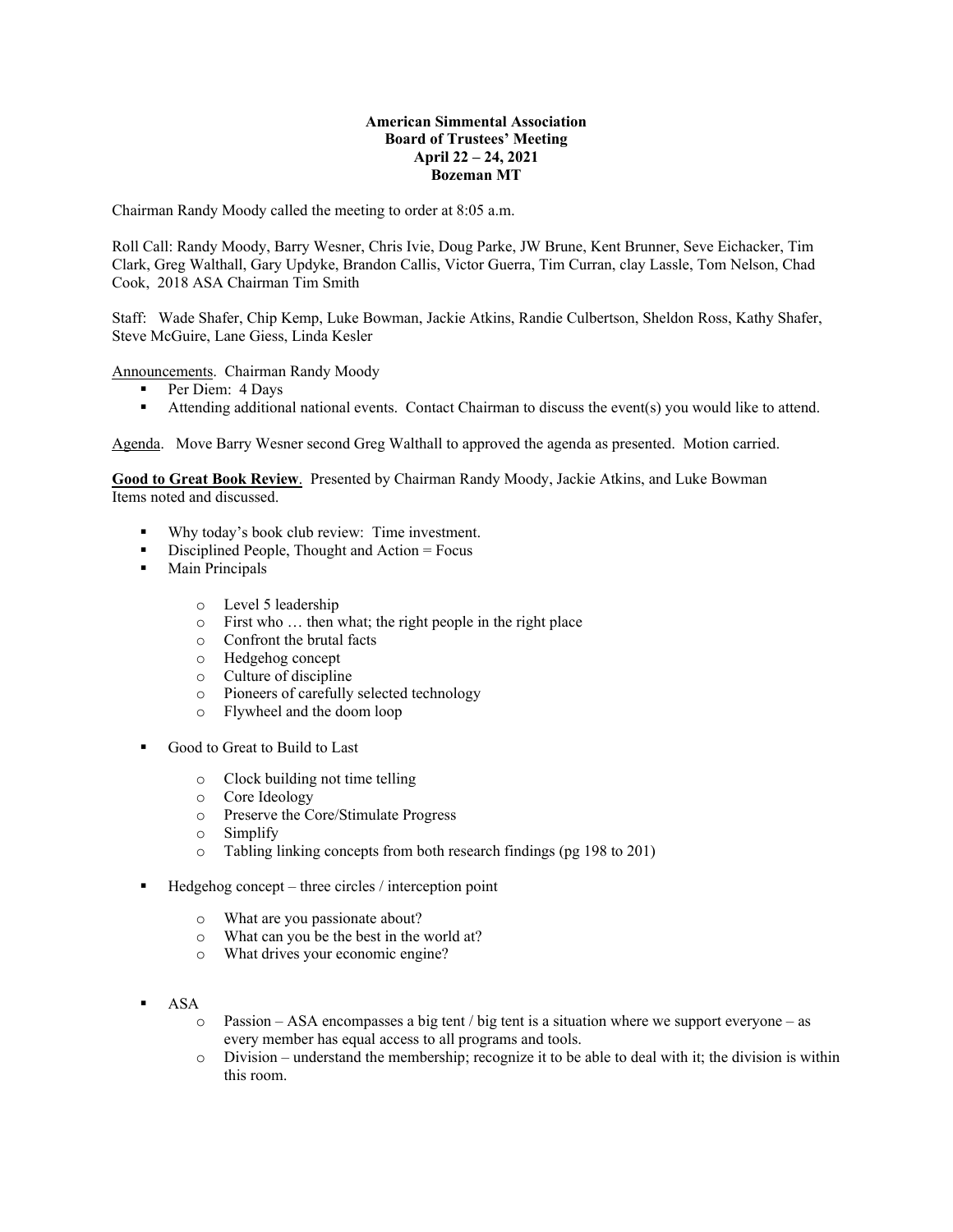**American Simmental Association**
**Board of Trustees' Meeting**
**April 22 – 24, 2021**
**Bozeman MT**

Chairman Randy Moody called the meeting to order at 8:05 a.m.

Roll Call: Randy Moody, Barry Wesner, Chris Ivie, Doug Parke, JW Brune, Kent Brunner, Seve Eichacker, Tim Clark, Greg Walthall, Gary Updyke, Brandon Callis, Victor Guerra, Tim Curran, clay Lassle, Tom Nelson, Chad Cook, 2018 ASA Chairman Tim Smith

Staff: Wade Shafer, Chip Kemp, Luke Bowman, Jackie Atkins, Randie Culbertson, Sheldon Ross, Kathy Shafer, Steve McGuire, Lane Giess, Linda Kesler

Announcements. Chairman Randy Moody

- Per Diem: 4 Days
- Attending additional national events. Contact Chairman to discuss the event(s) you would like to attend.

Agenda. Move Barry Wesner second Greg Walthall to approved the agenda as presented. Motion carried.

**Good to Great Book Review**. Presented by Chairman Randy Moody, Jackie Atkins, and Luke Bowman
Items noted and discussed.

- Why today's book club review: Time investment.
- Disciplined People, Thought and Action = Focus
- Main Principals
  - Level 5 leadership
  - First who … then what; the right people in the right place
  - Confront the brutal facts
  - Hedgehog concept
  - Culture of discipline
  - Pioneers of carefully selected technology
  - Flywheel and the doom loop
- Good to Great to Build to Last
  - Clock building not time telling
  - Core Ideology
  - Preserve the Core/Stimulate Progress
  - Simplify
  - Tabling linking concepts from both research findings (pg 198 to 201)
- Hedgehog concept – three circles / interception point
  - What are you passionate about?
  - What can you be the best in the world at?
  - What drives your economic engine?
- ASA
  - Passion – ASA encompasses a big tent / big tent is a situation where we support everyone – as every member has equal access to all programs and tools.
  - Division – understand the membership; recognize it to be able to deal with it; the division is within this room.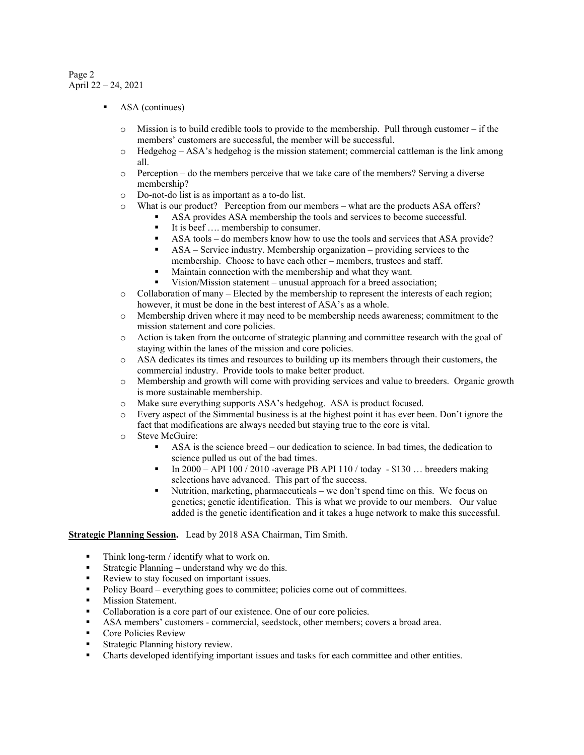- ASA (continues)

  - Mission is to build credible tools to provide to the membership. Pull through customer – if the members' customers are successful, the member will be successful.
  - Hedgehog – ASA's hedgehog is the mission statement; commercial cattleman is the link among all.
  - Perception – do the members perceive that we take care of the members? Serving a diverse membership?
  - Do-not-do list is as important as a to-do list.
  - What is our product? Perception from our members – what are the products ASA offers?
    - ASA provides ASA membership the tools and services to become successful.
    - It is beef …. membership to consumer.
    - ASA tools – do members know how to use the tools and services that ASA provide?
    - ASA – Service industry. Membership organization – providing services to the membership. Choose to have each other – members, trustees and staff.
    - Maintain connection with the membership and what they want.
    - Vision/Mission statement – unusual approach for a breed association;
  - Collaboration of many – Elected by the membership to represent the interests of each region; however, it must be done in the best interest of ASA's as a whole.
  - Membership driven where it may need to be membership needs awareness; commitment to the mission statement and core policies.
  - Action is taken from the outcome of strategic planning and committee research with the goal of staying within the lanes of the mission and core policies.
  - ASA dedicates its times and resources to building up its members through their customers, the commercial industry. Provide tools to make better product.
  - Membership and growth will come with providing services and value to breeders. Organic growth is more sustainable membership.
  - Make sure everything supports ASA's hedgehog. ASA is product focused.
  - Every aspect of the Simmental business is at the highest point it has ever been. Don't ignore the fact that modifications are always needed but staying true to the core is vital.
  - Steve McGuire:
    - ASA is the science breed – our dedication to science. In bad times, the dedication to science pulled us out of the bad times.
    - In 2000 – API 100 / 2010 -average PB API 110 / today - $130 … breeders making selections have advanced. This part of the success.
    - Nutrition, marketing, pharmaceuticals – we don't spend time on this. We focus on genetics; genetic identification. This is what we provide to our members. Our value added is the genetic identification and it takes a huge network to make this successful.

**Strategic Planning Session.** Lead by 2018 ASA Chairman, Tim Smith.

- Think long-term / identify what to work on.
- Strategic Planning – understand why we do this.
- Review to stay focused on important issues.
- Policy Board – everything goes to committee; policies come out of committees.
- Mission Statement.
- Collaboration is a core part of our existence. One of our core policies.
- ASA members' customers - commercial, seedstock, other members; covers a broad area.
- Core Policies Review
- Strategic Planning history review.
- Charts developed identifying important issues and tasks for each committee and other entities.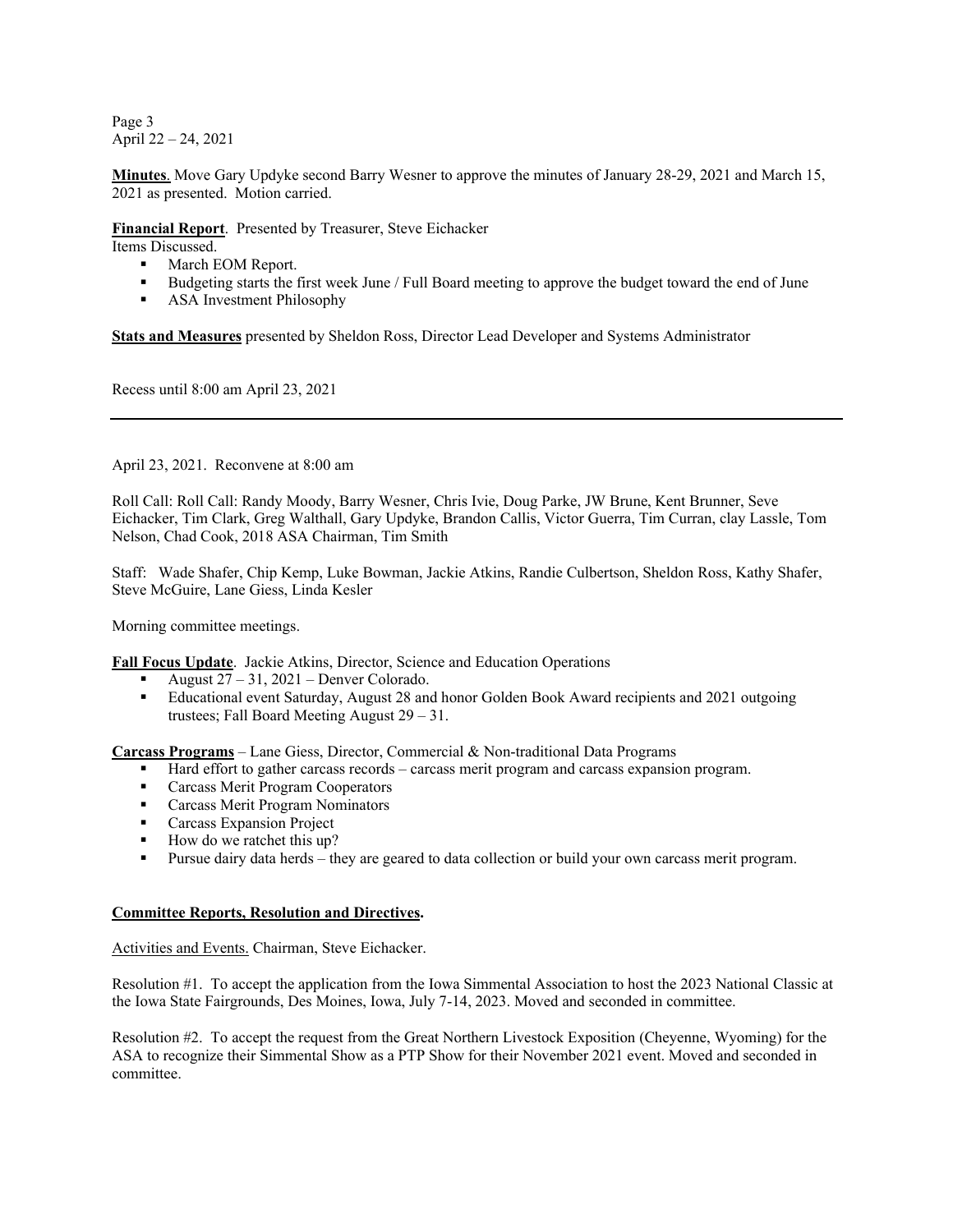**Minutes**. Move Gary Updyke second Barry Wesner to approve the minutes of January 28-29, 2021 and March 15, 2021 as presented. Motion carried.

**Financial Report**. Presented by Treasurer, Steve Eichacker

Items Discussed.

- March EOM Report.
- Budgeting starts the first week June / Full Board meeting to approve the budget toward the end of June
- ASA Investment Philosophy

**Stats and Measures** presented by Sheldon Ross, Director Lead Developer and Systems Administrator

Recess until 8:00 am April 23, 2021

---

April 23, 2021. Reconvene at 8:00 am

Roll Call: Roll Call: Randy Moody, Barry Wesner, Chris Ivie, Doug Parke, JW Brune, Kent Brunner, Seve Eichacker, Tim Clark, Greg Walthall, Gary Updyke, Brandon Callis, Victor Guerra, Tim Curran, clay Lassle, Tom Nelson, Chad Cook, 2018 ASA Chairman, Tim Smith

Staff: Wade Shafer, Chip Kemp, Luke Bowman, Jackie Atkins, Randie Culbertson, Sheldon Ross, Kathy Shafer, Steve McGuire, Lane Giess, Linda Kesler

Morning committee meetings.

**Fall Focus Update**. Jackie Atkins, Director, Science and Education Operations

- August 27 – 31, 2021 – Denver Colorado.
- Educational event Saturday, August 28 and honor Golden Book Award recipients and 2021 outgoing trustees; Fall Board Meeting August 29 – 31.

**Carcass Programs** – Lane Giess, Director, Commercial & Non-traditional Data Programs

- Hard effort to gather carcass records – carcass merit program and carcass expansion program.
- Carcass Merit Program Cooperators
- Carcass Merit Program Nominators
- Carcass Expansion Project
- How do we ratchet this up?
- Pursue dairy data herds – they are geared to data collection or build your own carcass merit program.

**Committee Reports, Resolution and Directives.**

Activities and Events. Chairman, Steve Eichacker.

Resolution #1. To accept the application from the Iowa Simmental Association to host the 2023 National Classic at the Iowa State Fairgrounds, Des Moines, Iowa, July 7-14, 2023. Moved and seconded in committee.

Resolution #2. To accept the request from the Great Northern Livestock Exposition (Cheyenne, Wyoming) for the ASA to recognize their Simmental Show as a PTP Show for their November 2021 event. Moved and seconded in committee.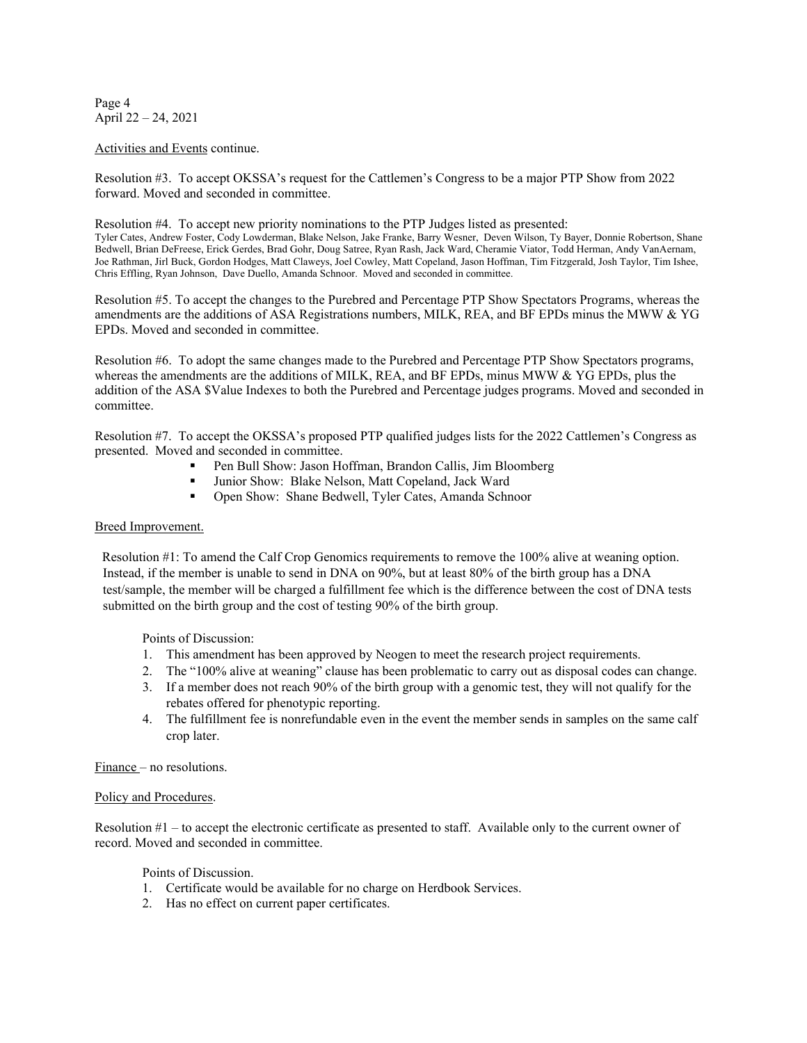Activities and Events continue.

Resolution #3. To accept OKSSA's request for the Cattlemen's Congress to be a major PTP Show from 2022 forward. Moved and seconded in committee.

Resolution #4. To accept new priority nominations to the PTP Judges listed as presented:
Tyler Cates, Andrew Foster, Cody Lowderman, Blake Nelson, Jake Franke, Barry Wesner, Deven Wilson, Ty Bayer, Donnie Robertson, Shane Bedwell, Brian DeFreese, Erick Gerdes, Brad Gohr, Doug Satree, Ryan Rash, Jack Ward, Cheramie Viator, Todd Herman, Andy VanAernam, Joe Rathman, Jirl Buck, Gordon Hodges, Matt Claweys, Joel Cowley, Matt Copeland, Jason Hoffman, Tim Fitzgerald, Josh Taylor, Tim Ishee, Chris Effling, Ryan Johnson, Dave Duello, Amanda Schnoor. Moved and seconded in committee.

Resolution #5. To accept the changes to the Purebred and Percentage PTP Show Spectators Programs, whereas the amendments are the additions of ASA Registrations numbers, MILK, REA, and BF EPDs minus the MWW & YG EPDs. Moved and seconded in committee.

Resolution #6. To adopt the same changes made to the Purebred and Percentage PTP Show Spectators programs, whereas the amendments are the additions of MILK, REA, and BF EPDs, minus MWW & YG EPDs, plus the addition of the ASA $Value Indexes to both the Purebred and Percentage judges programs. Moved and seconded in committee.

Resolution #7. To accept the OKSSA's proposed PTP qualified judges lists for the 2022 Cattlemen's Congress as presented. Moved and seconded in committee.

- Pen Bull Show: Jason Hoffman, Brandon Callis, Jim Bloomberg
- Junior Show: Blake Nelson, Matt Copeland, Jack Ward
- Open Show: Shane Bedwell, Tyler Cates, Amanda Schnoor

Breed Improvement.

Resolution #1: To amend the Calf Crop Genomics requirements to remove the 100% alive at weaning option. Instead, if the member is unable to send in DNA on 90%, but at least 80% of the birth group has a DNA test/sample, the member will be charged a fulfillment fee which is the difference between the cost of DNA tests submitted on the birth group and the cost of testing 90% of the birth group.

Points of Discussion:

1. This amendment has been approved by Neogen to meet the research project requirements.
2. The "100% alive at weaning" clause has been problematic to carry out as disposal codes can change.
3. If a member does not reach 90% of the birth group with a genomic test, they will not qualify for the rebates offered for phenotypic reporting.
4. The fulfillment fee is nonrefundable even in the event the member sends in samples on the same calf crop later.

Finance – no resolutions.

Policy and Procedures.

Resolution #1 – to accept the electronic certificate as presented to staff. Available only to the current owner of record. Moved and seconded in committee.

Points of Discussion.

1. Certificate would be available for no charge on Herdbook Services.
2. Has no effect on current paper certificates.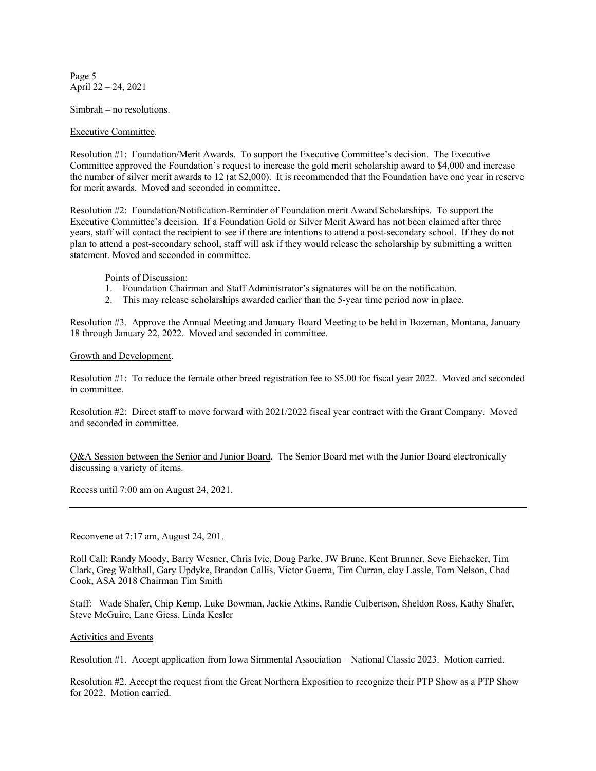Simbrah – no resolutions.

Executive Committee.

Resolution #1: Foundation/Merit Awards. To support the Executive Committee's decision. The Executive Committee approved the Foundation's request to increase the gold merit scholarship award to $4,000 and increase the number of silver merit awards to 12 (at $2,000). It is recommended that the Foundation have one year in reserve for merit awards. Moved and seconded in committee.

Resolution #2: Foundation/Notification-Reminder of Foundation merit Award Scholarships. To support the Executive Committee's decision. If a Foundation Gold or Silver Merit Award has not been claimed after three years, staff will contact the recipient to see if there are intentions to attend a post-secondary school. If they do not plan to attend a post-secondary school, staff will ask if they would release the scholarship by submitting a written statement. Moved and seconded in committee.

Points of Discussion:

1. Foundation Chairman and Staff Administrator's signatures will be on the notification.
2. This may release scholarships awarded earlier than the 5-year time period now in place.

Resolution #3. Approve the Annual Meeting and January Board Meeting to be held in Bozeman, Montana, January 18 through January 22, 2022. Moved and seconded in committee.

Growth and Development.

Resolution #1: To reduce the female other breed registration fee to $5.00 for fiscal year 2022. Moved and seconded in committee.

Resolution #2: Direct staff to move forward with 2021/2022 fiscal year contract with the Grant Company. Moved and seconded in committee.

Q&A Session between the Senior and Junior Board. The Senior Board met with the Junior Board electronically discussing a variety of items.

Recess until 7:00 am on August 24, 2021.

---

Reconvene at 7:17 am, August 24, 201.

Roll Call: Randy Moody, Barry Wesner, Chris Ivie, Doug Parke, JW Brune, Kent Brunner, Seve Eichacker, Tim Clark, Greg Walthall, Gary Updyke, Brandon Callis, Victor Guerra, Tim Curran, clay Lassle, Tom Nelson, Chad Cook, ASA 2018 Chairman Tim Smith

Staff: Wade Shafer, Chip Kemp, Luke Bowman, Jackie Atkins, Randie Culbertson, Sheldon Ross, Kathy Shafer, Steve McGuire, Lane Giess, Linda Kesler

Activities and Events

Resolution #1. Accept application from Iowa Simmental Association – National Classic 2023. Motion carried.

Resolution #2. Accept the request from the Great Northern Exposition to recognize their PTP Show as a PTP Show for 2022. Motion carried.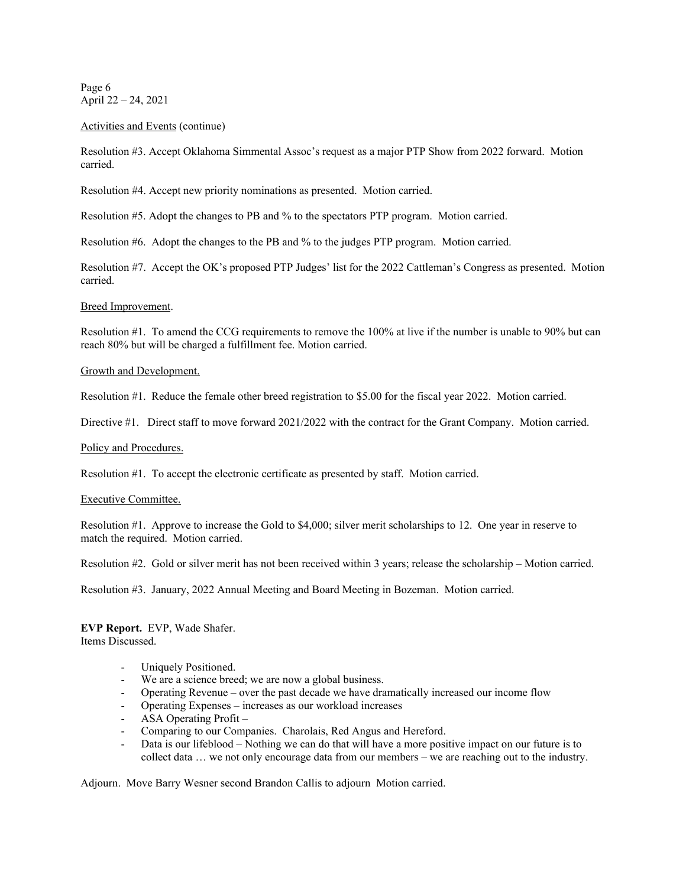Activities and Events (continue)

Resolution #3. Accept Oklahoma Simmental Assoc's request as a major PTP Show from 2022 forward. Motion carried.

Resolution #4. Accept new priority nominations as presented. Motion carried.

Resolution #5. Adopt the changes to PB and % to the spectators PTP program. Motion carried.

Resolution #6. Adopt the changes to the PB and % to the judges PTP program. Motion carried.

Resolution #7. Accept the OK's proposed PTP Judges' list for the 2022 Cattleman's Congress as presented. Motion carried.

Breed Improvement.

Resolution #1. To amend the CCG requirements to remove the 100% at live if the number is unable to 90% but can reach 80% but will be charged a fulfillment fee. Motion carried.

Growth and Development.

Resolution #1. Reduce the female other breed registration to $5.00 for the fiscal year 2022. Motion carried.

Directive #1. Direct staff to move forward 2021/2022 with the contract for the Grant Company. Motion carried.

Policy and Procedures.

Resolution #1. To accept the electronic certificate as presented by staff. Motion carried.

Executive Committee.

Resolution #1. Approve to increase the Gold to $4,000; silver merit scholarships to 12. One year in reserve to match the required. Motion carried.

Resolution #2. Gold or silver merit has not been received within 3 years; release the scholarship – Motion carried.

Resolution #3. January, 2022 Annual Meeting and Board Meeting in Bozeman. Motion carried.

**EVP Report.** EVP, Wade Shafer.
Items Discussed.

- Uniquely Positioned.
- We are a science breed; we are now a global business.
- Operating Revenue – over the past decade we have dramatically increased our income flow
- Operating Expenses – increases as our workload increases
- ASA Operating Profit –
- Comparing to our Companies. Charolais, Red Angus and Hereford.
- Data is our lifeblood – Nothing we can do that will have a more positive impact on our future is to collect data … we not only encourage data from our members – we are reaching out to the industry.

Adjourn. Move Barry Wesner second Brandon Callis to adjourn Motion carried.